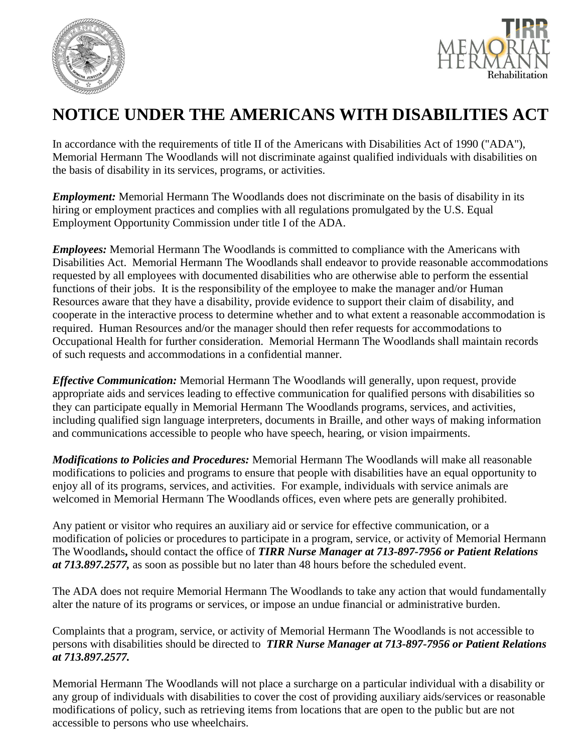# NOTICE UNDER THE AMERICANS WITH DISABILITIES ACT

In accordance with the requirements of title II of the Americans with Disabilities Act of 1990 ("ADA"), Memorial Hermann The Woodlands will not discriminate against qualified individuals with disabilities on the basis of disability in its services, programs, or activities.

***Employment:*** Memorial Hermann The Woodlands does not discriminate on the basis of disability in its hiring or employment practices and complies with all regulations promulgated by the U.S. Equal Employment Opportunity Commission under title I of the ADA.

***Employees:*** Memorial Hermann The Woodlands is committed to compliance with the Americans with Disabilities Act. Memorial Hermann The Woodlands shall endeavor to provide reasonable accommodations requested by all employees with documented disabilities who are otherwise able to perform the essential functions of their jobs. It is the responsibility of the employee to make the manager and/or Human Resources aware that they have a disability, provide evidence to support their claim of disability, and cooperate in the interactive process to determine whether and to what extent a reasonable accommodation is required. Human Resources and/or the manager should then refer requests for accommodations to Occupational Health for further consideration. Memorial Hermann The Woodlands shall maintain records of such requests and accommodations in a confidential manner.

***Effective Communication:*** Memorial Hermann The Woodlands will generally, upon request, provide appropriate aids and services leading to effective communication for qualified persons with disabilities so they can participate equally in Memorial Hermann The Woodlands programs, services, and activities, including qualified sign language interpreters, documents in Braille, and other ways of making information and communications accessible to people who have speech, hearing, or vision impairments.

***Modifications to Policies and Procedures:*** Memorial Hermann The Woodlands will make all reasonable modifications to policies and programs to ensure that people with disabilities have an equal opportunity to enjoy all of its programs, services, and activities. For example, individuals with service animals are welcomed in Memorial Hermann The Woodlands offices, even where pets are generally prohibited.

Any patient or visitor who requires an auxiliary aid or service for effective communication, or a modification of policies or procedures to participate in a program, service, or activity of Memorial Hermann The Woodlands**,** should contact the office of ***TIRR Nurse Manager at 713-897-7956 or Patient Relations at 713.897.2577,*** as soon as possible but no later than 48 hours before the scheduled event.

The ADA does not require Memorial Hermann The Woodlands to take any action that would fundamentally alter the nature of its programs or services, or impose an undue financial or administrative burden.

Complaints that a program, service, or activity of Memorial Hermann The Woodlands is not accessible to persons with disabilities should be directed to ***TIRR Nurse Manager at 713-897-7956 or Patient Relations at 713.897.2577.***

Memorial Hermann The Woodlands will not place a surcharge on a particular individual with a disability or any group of individuals with disabilities to cover the cost of providing auxiliary aids/services or reasonable modifications of policy, such as retrieving items from locations that are open to the public but are not accessible to persons who use wheelchairs.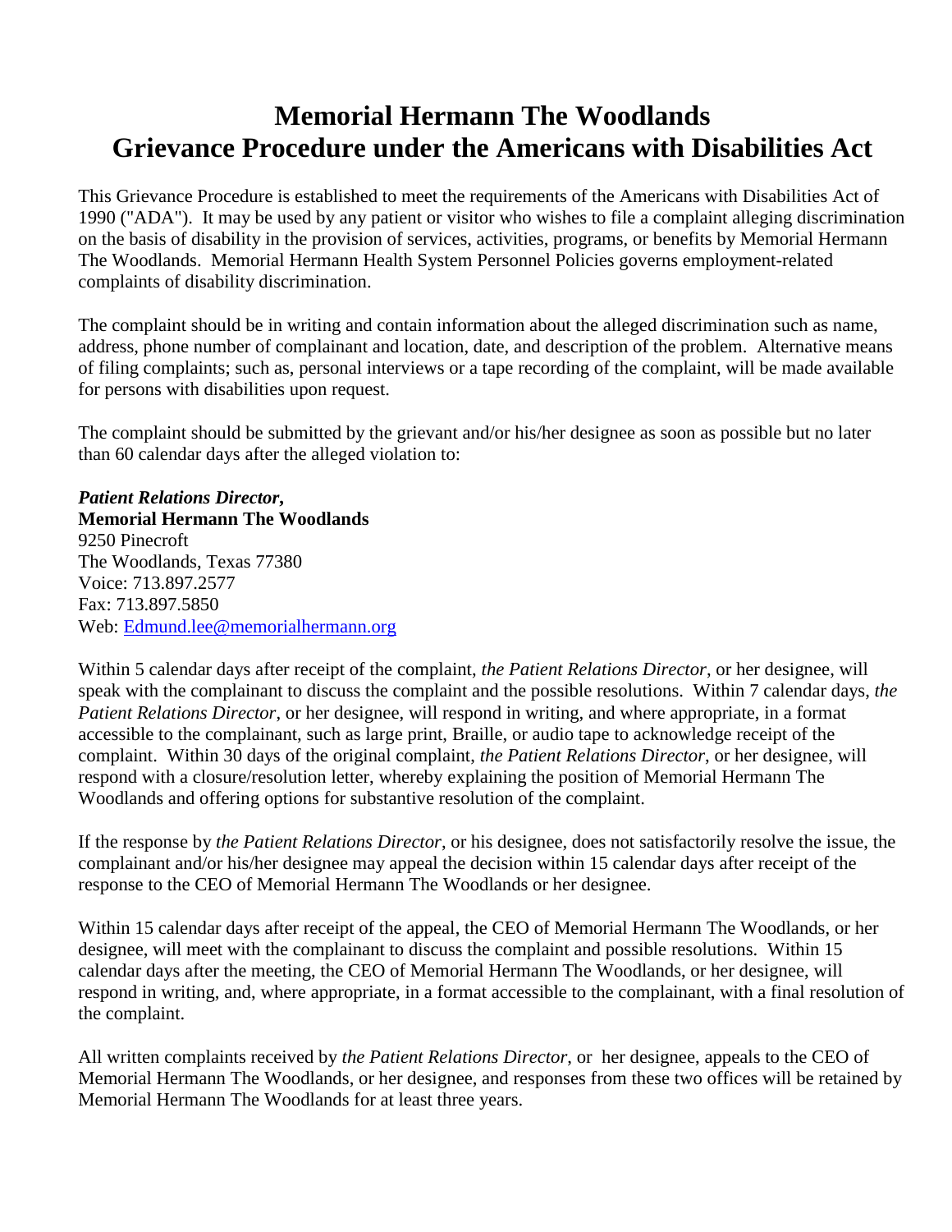# Memorial Hermann The Woodlands Grievance Procedure under the Americans with Disabilities Act

This Grievance Procedure is established to meet the requirements of the Americans with Disabilities Act of 1990 ("ADA"). It may be used by any patient or visitor who wishes to file a complaint alleging discrimination on the basis of disability in the provision of services, activities, programs, or benefits by Memorial Hermann The Woodlands. Memorial Hermann Health System Personnel Policies governs employment-related complaints of disability discrimination.

The complaint should be in writing and contain information about the alleged discrimination such as name, address, phone number of complainant and location, date, and description of the problem. Alternative means of filing complaints; such as, personal interviews or a tape recording of the complaint, will be made available for persons with disabilities upon request.

The complaint should be submitted by the grievant and/or his/her designee as soon as possible but no later than 60 calendar days after the alleged violation to:

***Patient Relations Director,***
**Memorial Hermann The Woodlands**
9250 Pinecroft
The Woodlands, Texas 77380
Voice: 713.897.2577
Fax: 713.897.5850
Web: Edmund.lee@memorialhermann.org

Within 5 calendar days after receipt of the complaint, *the Patient Relations Director*, or her designee, will speak with the complainant to discuss the complaint and the possible resolutions. Within 7 calendar days, *the Patient Relations Director*, or her designee, will respond in writing, and where appropriate, in a format accessible to the complainant, such as large print, Braille, or audio tape to acknowledge receipt of the complaint. Within 30 days of the original complaint, *the Patient Relations Director*, or her designee, will respond with a closure/resolution letter, whereby explaining the position of Memorial Hermann The Woodlands and offering options for substantive resolution of the complaint.

If the response by *the Patient Relations Director*, or his designee, does not satisfactorily resolve the issue, the complainant and/or his/her designee may appeal the decision within 15 calendar days after receipt of the response to the CEO of Memorial Hermann The Woodlands or her designee.

Within 15 calendar days after receipt of the appeal, the CEO of Memorial Hermann The Woodlands, or her designee, will meet with the complainant to discuss the complaint and possible resolutions. Within 15 calendar days after the meeting, the CEO of Memorial Hermann The Woodlands, or her designee, will respond in writing, and, where appropriate, in a format accessible to the complainant, with a final resolution of the complaint.

All written complaints received by *the Patient Relations Director*, or her designee, appeals to the CEO of Memorial Hermann The Woodlands, or her designee, and responses from these two offices will be retained by Memorial Hermann The Woodlands for at least three years.